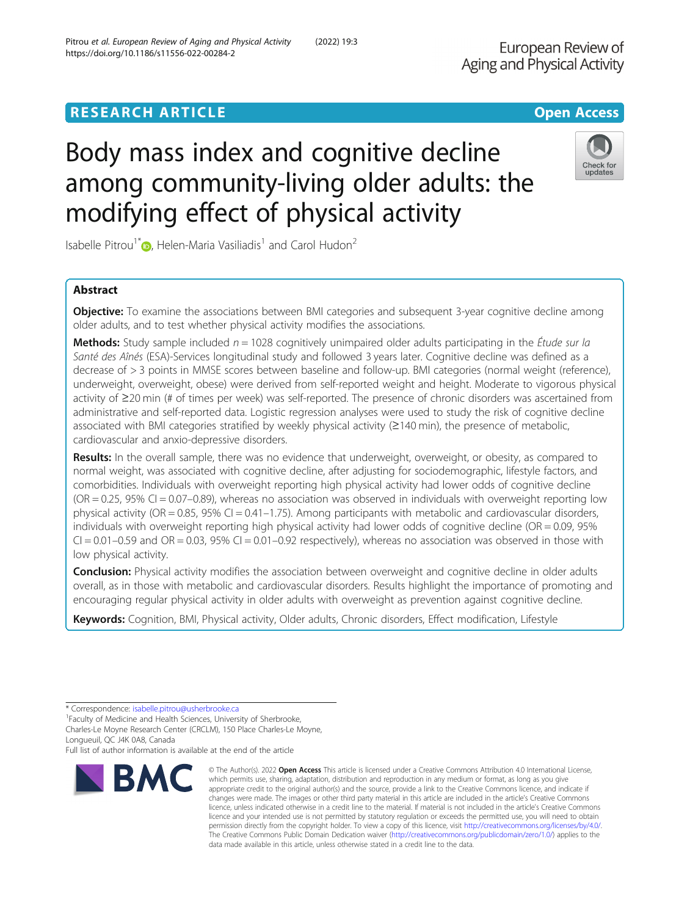RESEARCH ARTICLE

Open Access

# Body mass index and cognitive decline among community-living older adults: the modifying effect of physical activity

Isabelle Pitrou[1*], Helen-Maria Vasiliadis[1] and Carol Hudon[2]

## Abstract

**Objective:** To examine the associations between BMI categories and subsequent 3-year cognitive decline among older adults, and to test whether physical activity modifies the associations.

**Methods:** Study sample included $n = 1028$ cognitively unimpaired older adults participating in the *Étude sur la Santé des Aînés* (ESA)-Services longitudinal study and followed 3 years later. Cognitive decline was defined as a decrease of > 3 points in MMSE scores between baseline and follow-up. BMI categories (normal weight (reference), underweight, overweight, obese) were derived from self-reported weight and height. Moderate to vigorous physical activity of ≥20 min (# of times per week) was self-reported. The presence of chronic disorders was ascertained from administrative and self-reported data. Logistic regression analyses were used to study the risk of cognitive decline associated with BMI categories stratified by weekly physical activity (≥140 min), the presence of metabolic, cardiovascular and anxio-depressive disorders.

**Results:** In the overall sample, there was no evidence that underweight, overweight, or obesity, as compared to normal weight, was associated with cognitive decline, after adjusting for sociodemographic, lifestyle factors, and comorbidities. Individuals with overweight reporting high physical activity had lower odds of cognitive decline (OR = 0.25, 95% CI = 0.07–0.89), whereas no association was observed in individuals with overweight reporting low physical activity (OR = 0.85, 95% CI = 0.41–1.75). Among participants with metabolic and cardiovascular disorders, individuals with overweight reporting high physical activity had lower odds of cognitive decline (OR = 0.09, 95% CI = 0.01–0.59 and OR = 0.03, 95% CI = 0.01–0.92 respectively), whereas no association was observed in those with low physical activity.

**Conclusion:** Physical activity modifies the association between overweight and cognitive decline in older adults overall, as in those with metabolic and cardiovascular disorders. Results highlight the importance of promoting and encouraging regular physical activity in older adults with overweight as prevention against cognitive decline.

**Keywords:** Cognition, BMI, Physical activity, Older adults, Chronic disorders, Effect modification, Lifestyle

---

* Correspondence: isabelle.pitrou@usherbrooke.ca
[1]Faculty of Medicine and Health Sciences, University of Sherbrooke, Charles-Le Moyne Research Center (CRCLM), 150 Place Charles-Le Moyne, Longueuil, QC J4K 0A8, Canada
Full list of author information is available at the end of the article

© The Author(s). 2022 **Open Access** This article is licensed under a Creative Commons Attribution 4.0 International License, which permits use, sharing, adaptation, distribution and reproduction in any medium or format, as long as you give appropriate credit to the original author(s) and the source, provide a link to the Creative Commons licence, and indicate if changes were made. The images or other third party material in this article are included in the article's Creative Commons licence, unless indicated otherwise in a credit line to the material. If material is not included in the article's Creative Commons licence and your intended use is not permitted by statutory regulation or exceeds the permitted use, you will need to obtain permission directly from the copyright holder. To view a copy of this licence, visit http://creativecommons.org/licenses/by/4.0/. The Creative Commons Public Domain Dedication waiver (http://creativecommons.org/publicdomain/zero/1.0/) applies to the data made available in this article, unless otherwise stated in a credit line to the data.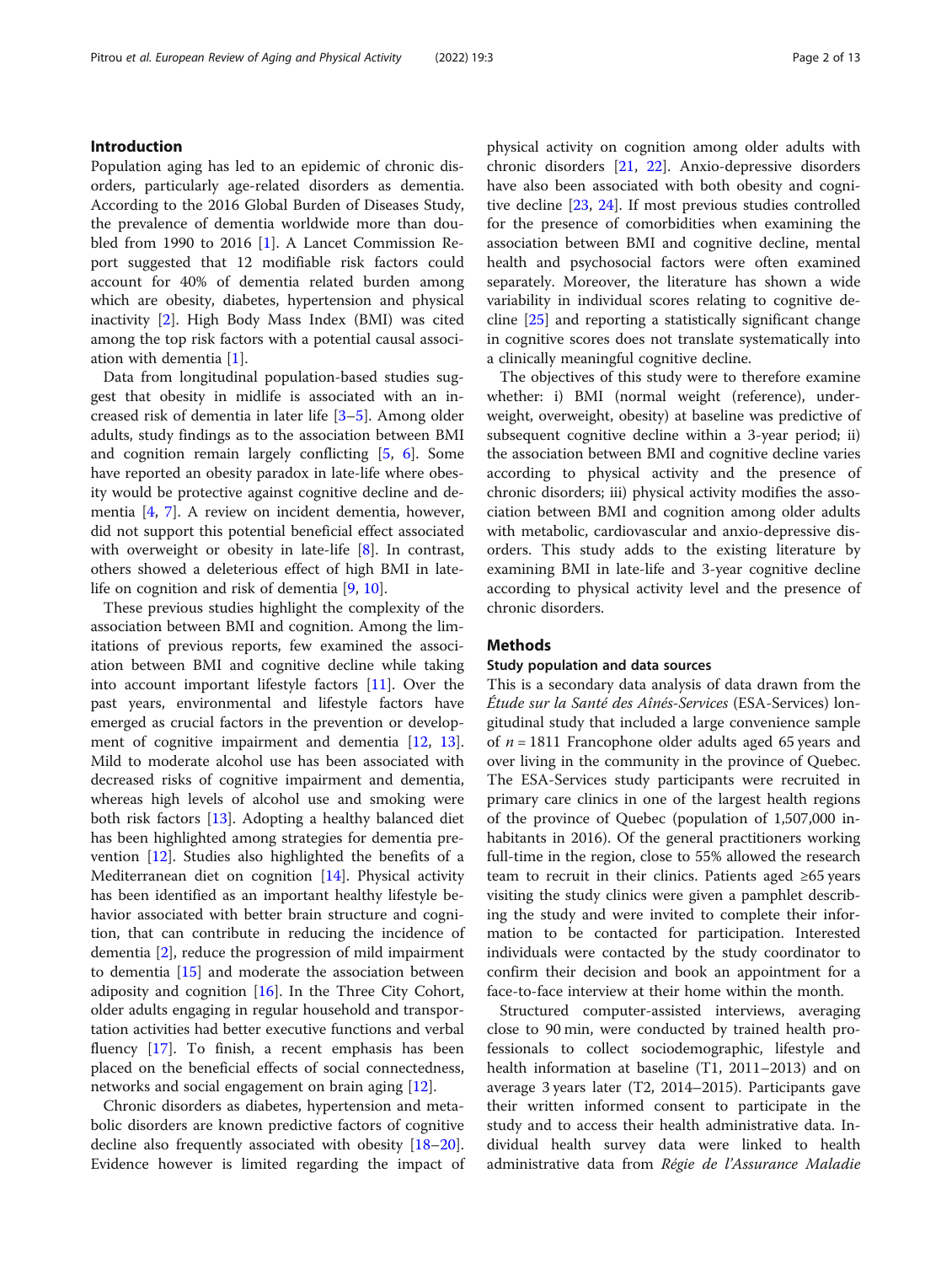## Introduction

Population aging has led to an epidemic of chronic disorders, particularly age-related disorders as dementia. According to the 2016 Global Burden of Diseases Study, the prevalence of dementia worldwide more than doubled from 1990 to 2016 [1]. A Lancet Commission Report suggested that 12 modifiable risk factors could account for 40% of dementia related burden among which are obesity, diabetes, hypertension and physical inactivity [2]. High Body Mass Index (BMI) was cited among the top risk factors with a potential causal association with dementia [1].

Data from longitudinal population-based studies suggest that obesity in midlife is associated with an increased risk of dementia in later life [3–5]. Among older adults, study findings as to the association between BMI and cognition remain largely conflicting [5, 6]. Some have reported an obesity paradox in late-life where obesity would be protective against cognitive decline and dementia [4, 7]. A review on incident dementia, however, did not support this potential beneficial effect associated with overweight or obesity in late-life [8]. In contrast, others showed a deleterious effect of high BMI in late-life on cognition and risk of dementia [9, 10].

These previous studies highlight the complexity of the association between BMI and cognition. Among the limitations of previous reports, few examined the association between BMI and cognitive decline while taking into account important lifestyle factors [11]. Over the past years, environmental and lifestyle factors have emerged as crucial factors in the prevention or development of cognitive impairment and dementia [12, 13]. Mild to moderate alcohol use has been associated with decreased risks of cognitive impairment and dementia, whereas high levels of alcohol use and smoking were both risk factors [13]. Adopting a healthy balanced diet has been highlighted among strategies for dementia prevention [12]. Studies also highlighted the benefits of a Mediterranean diet on cognition [14]. Physical activity has been identified as an important healthy lifestyle behavior associated with better brain structure and cognition, that can contribute in reducing the incidence of dementia [2], reduce the progression of mild impairment to dementia [15] and moderate the association between adiposity and cognition [16]. In the Three City Cohort, older adults engaging in regular household and transportation activities had better executive functions and verbal fluency [17]. To finish, a recent emphasis has been placed on the beneficial effects of social connectedness, networks and social engagement on brain aging [12].

Chronic disorders as diabetes, hypertension and metabolic disorders are known predictive factors of cognitive decline also frequently associated with obesity [18–20]. Evidence however is limited regarding the impact of physical activity on cognition among older adults with chronic disorders [21, 22]. Anxio-depressive disorders have also been associated with both obesity and cognitive decline [23, 24]. If most previous studies controlled for the presence of comorbidities when examining the association between BMI and cognitive decline, mental health and psychosocial factors were often examined separately. Moreover, the literature has shown a wide variability in individual scores relating to cognitive decline [25] and reporting a statistically significant change in cognitive scores does not translate systematically into a clinically meaningful cognitive decline.

The objectives of this study were to therefore examine whether: i) BMI (normal weight (reference), underweight, overweight, obesity) at baseline was predictive of subsequent cognitive decline within a 3-year period; ii) the association between BMI and cognitive decline varies according to physical activity and the presence of chronic disorders; iii) physical activity modifies the association between BMI and cognition among older adults with metabolic, cardiovascular and anxio-depressive disorders. This study adds to the existing literature by examining BMI in late-life and 3-year cognitive decline according to physical activity level and the presence of chronic disorders.

## Methods

### Study population and data sources

This is a secondary data analysis of data drawn from the *Étude sur la Santé des Aînés-Services* (ESA-Services) longitudinal study that included a large convenience sample of $n = 1811$ Francophone older adults aged 65 years and over living in the community in the province of Quebec. The ESA-Services study participants were recruited in primary care clinics in one of the largest health regions of the province of Quebec (population of 1,507,000 inhabitants in 2016). Of the general practitioners working full-time in the region, close to 55% allowed the research team to recruit in their clinics. Patients aged ≥65 years visiting the study clinics were given a pamphlet describing the study and were invited to complete their information to be contacted for participation. Interested individuals were contacted by the study coordinator to confirm their decision and book an appointment for a face-to-face interview at their home within the month.

Structured computer-assisted interviews, averaging close to 90 min, were conducted by trained health professionals to collect sociodemographic, lifestyle and health information at baseline (T1, 2011–2013) and on average 3 years later (T2, 2014–2015). Participants gave their written informed consent to participate in the study and to access their health administrative data. Individual health survey data were linked to health administrative data from *Régie de l'Assurance Maladie*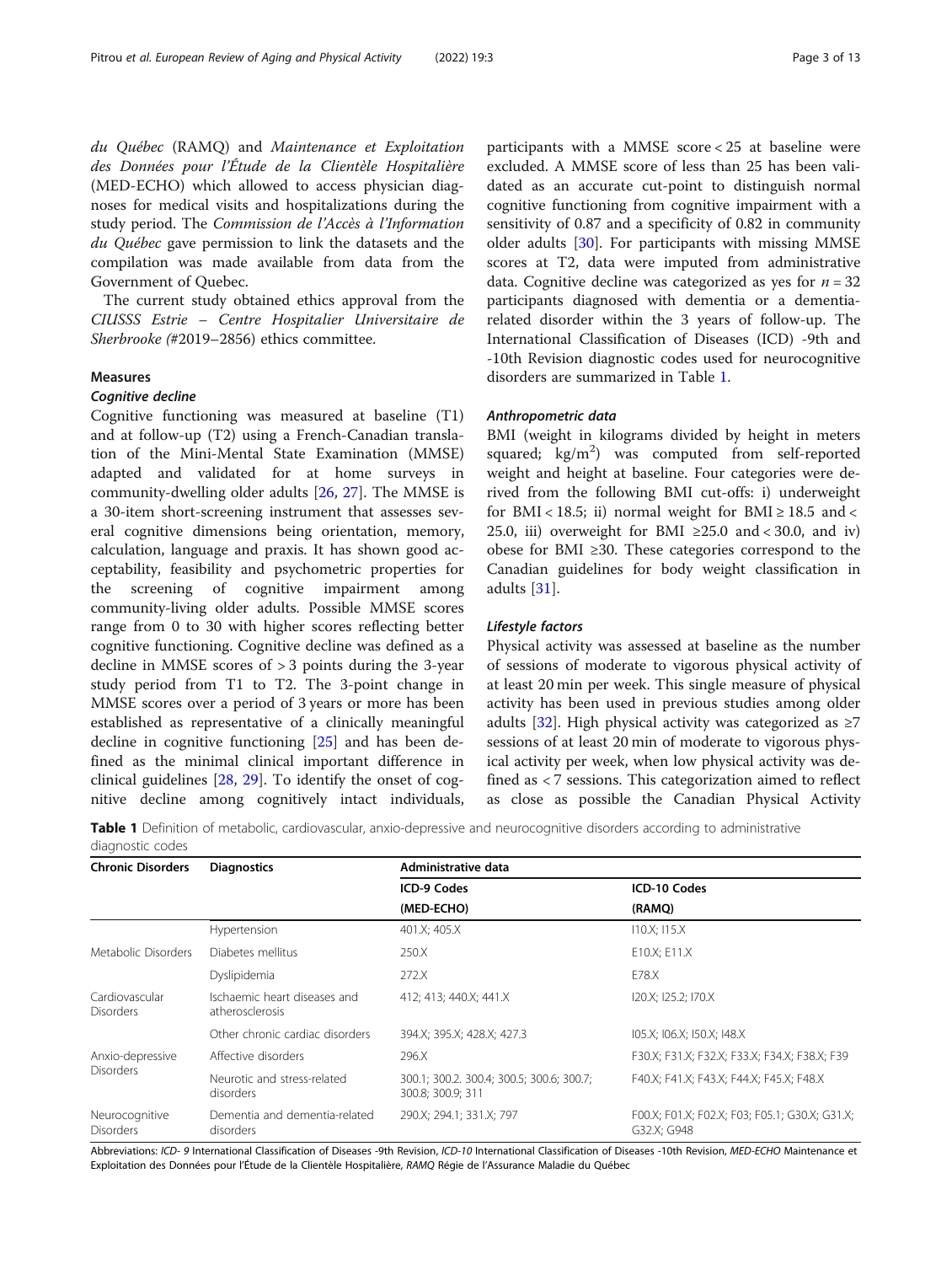*du Québec* (RAMQ) and *Maintenance et Exploitation des Données pour l'Étude de la Clientèle Hospitalière* (MED-ECHO) which allowed to access physician diagnoses for medical visits and hospitalizations during the study period. The *Commission de l'Accès à l'Information du Québec* gave permission to link the datasets and the compilation was made available from data from the Government of Quebec.

The current study obtained ethics approval from the *CIUSSS Estrie – Centre Hospitalier Universitaire de Sherbrooke* (#2019–2856) ethics committee.

## Measures

### Cognitive decline

Cognitive functioning was measured at baseline (T1) and at follow-up (T2) using a French-Canadian translation of the Mini-Mental State Examination (MMSE) adapted and validated for at home surveys in community-dwelling older adults [26, 27]. The MMSE is a 30-item short-screening instrument that assesses several cognitive dimensions being orientation, memory, calculation, language and praxis. It has shown good acceptability, feasibility and psychometric properties for the screening of cognitive impairment among community-living older adults. Possible MMSE scores range from 0 to 30 with higher scores reflecting better cognitive functioning. Cognitive decline was defined as a decline in MMSE scores of > 3 points during the 3-year study period from T1 to T2. The 3-point change in MMSE scores over a period of 3 years or more has been established as representative of a clinically meaningful decline in cognitive functioning [25] and has been defined as the minimal clinical important difference in clinical guidelines [28, 29]. To identify the onset of cognitive decline among cognitively intact individuals, participants with a MMSE score < 25 at baseline were excluded. A MMSE score of less than 25 has been validated as an accurate cut-point to distinguish normal cognitive functioning from cognitive impairment with a sensitivity of 0.87 and a specificity of 0.82 in community older adults [30]. For participants with missing MMSE scores at T2, data were imputed from administrative data. Cognitive decline was categorized as yes for $n = 32$ participants diagnosed with dementia or a dementia-related disorder within the 3 years of follow-up. The International Classification of Diseases (ICD) -9th and -10th Revision diagnostic codes used for neurocognitive disorders are summarized in Table 1.

### Anthropometric data

BMI (weight in kilograms divided by height in meters squared; $kg/m^2$) was computed from self-reported weight and height at baseline. Four categories were derived from the following BMI cut-offs: i) underweight for BMI < 18.5; ii) normal weight for BMI ≥ 18.5 and < 25.0, iii) overweight for BMI ≥25.0 and < 30.0, and iv) obese for BMI ≥30. These categories correspond to the Canadian guidelines for body weight classification in adults [31].

### Lifestyle factors

Physical activity was assessed at baseline as the number of sessions of moderate to vigorous physical activity of at least 20 min per week. This single measure of physical activity has been used in previous studies among older adults [32]. High physical activity was categorized as ≥7 sessions of at least 20 min of moderate to vigorous physical activity per week, when low physical activity was defined as < 7 sessions. This categorization aimed to reflect as close as possible the Canadian Physical Activity

**Table 1** Definition of metabolic, cardiovascular, anxio-depressive and neurocognitive disorders according to administrative diagnostic codes

| Chronic Disorders | Diagnostics | Administrative data | |
|---|---|---|---|
| | | ICD-9 Codes (MED-ECHO) | ICD-10 Codes (RAMQ) |
| | Hypertension | 401.X; 405.X | I10.X; I15.X |
| Metabolic Disorders | Diabetes mellitus | 250.X | E10.X; E11.X |
| | Dyslipidemia | 272.X | E78.X |
| Cardiovascular Disorders | Ischaemic heart diseases and atherosclerosis | 412; 413; 440.X; 441.X | I20.X; I25.2; I70.X |
| | Other chronic cardiac disorders | 394.X; 395.X; 428.X; 427.3 | I05.X; I06.X; I50.X; I48.X |
| Anxio-depressive Disorders | Affective disorders | 296.X | F30.X; F31.X; F32.X; F33.X; F34.X; F38.X; F39 |
| | Neurotic and stress-related disorders | 300.1; 300.2. 300.4; 300.5; 300.6; 300.7; 300.8; 300.9; 311 | F40.X; F41.X; F43.X; F44.X; F45.X; F48.X |
| Neurocognitive Disorders | Dementia and dementia-related disorders | 290.X; 294.1; 331.X; 797 | F00.X; F01.X; F02.X; F03; F05.1; G30.X; G31.X; G32.X; G948 |

Abbreviations: *ICD- 9* International Classification of Diseases -9th Revision, *ICD-10* International Classification of Diseases -10th Revision, *MED-ECHO* Maintenance et Exploitation des Données pour l'Étude de la Clientèle Hospitalière, *RAMQ* Régie de l'Assurance Maladie du Québec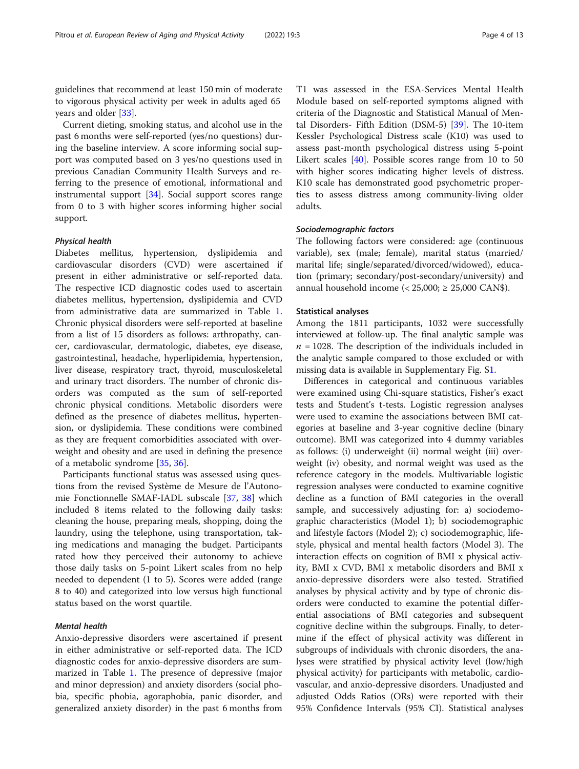guidelines that recommend at least 150 min of moderate to vigorous physical activity per week in adults aged 65 years and older [33].

Current dieting, smoking status, and alcohol use in the past 6 months were self-reported (yes/no questions) during the baseline interview. A score informing social support was computed based on 3 yes/no questions used in previous Canadian Community Health Surveys and referring to the presence of emotional, informational and instrumental support [34]. Social support scores range from 0 to 3 with higher scores informing higher social support.

#### *Physical health*

Diabetes mellitus, hypertension, dyslipidemia and cardiovascular disorders (CVD) were ascertained if present in either administrative or self-reported data. The respective ICD diagnostic codes used to ascertain diabetes mellitus, hypertension, dyslipidemia and CVD from administrative data are summarized in Table 1. Chronic physical disorders were self-reported at baseline from a list of 15 disorders as follows: arthropathy, cancer, cardiovascular, dermatologic, diabetes, eye disease, gastrointestinal, headache, hyperlipidemia, hypertension, liver disease, respiratory tract, thyroid, musculoskeletal and urinary tract disorders. The number of chronic disorders was computed as the sum of self-reported chronic physical conditions. Metabolic disorders were defined as the presence of diabetes mellitus, hypertension, or dyslipidemia. These conditions were combined as they are frequent comorbidities associated with overweight and obesity and are used in defining the presence of a metabolic syndrome [35, 36].

Participants functional status was assessed using questions from the revised Système de Mesure de l'Autonomie Fonctionnelle SMAF-IADL subscale [37, 38] which included 8 items related to the following daily tasks: cleaning the house, preparing meals, shopping, doing the laundry, using the telephone, using transportation, taking medications and managing the budget. Participants rated how they perceived their autonomy to achieve those daily tasks on 5-point Likert scales from no help needed to dependent (1 to 5). Scores were added (range 8 to 40) and categorized into low versus high functional status based on the worst quartile.

#### *Mental health*

Anxio-depressive disorders were ascertained if present in either administrative or self-reported data. The ICD diagnostic codes for anxio-depressive disorders are summarized in Table 1. The presence of depressive (major and minor depression) and anxiety disorders (social phobia, specific phobia, agoraphobia, panic disorder, and generalized anxiety disorder) in the past 6 months from T1 was assessed in the ESA-Services Mental Health Module based on self-reported symptoms aligned with criteria of the Diagnostic and Statistical Manual of Mental Disorders- Fifth Edition (DSM-5) [39]. The 10-item Kessler Psychological Distress scale (K10) was used to assess past-month psychological distress using 5-point Likert scales [40]. Possible scores range from 10 to 50 with higher scores indicating higher levels of distress. K10 scale has demonstrated good psychometric properties to assess distress among community-living older adults.

#### *Sociodemographic factors*

The following factors were considered: age (continuous variable), sex (male; female), marital status (married/marital life; single/separated/divorced/widowed), education (primary; secondary/post-secondary/university) and annual household income (< 25,000; ≥ 25,000 CAN$).

### Statistical analyses

Among the 1811 participants, 1032 were successfully interviewed at follow-up. The final analytic sample was $n$ = 1028. The description of the individuals included in the analytic sample compared to those excluded or with missing data is available in Supplementary Fig. S1.

Differences in categorical and continuous variables were examined using Chi-square statistics, Fisher's exact tests and Student's t-tests. Logistic regression analyses were used to examine the associations between BMI categories at baseline and 3-year cognitive decline (binary outcome). BMI was categorized into 4 dummy variables as follows: (i) underweight (ii) normal weight (iii) overweight (iv) obesity, and normal weight was used as the reference category in the models. Multivariable logistic regression analyses were conducted to examine cognitive decline as a function of BMI categories in the overall sample, and successively adjusting for: a) sociodemographic characteristics (Model 1); b) sociodemographic and lifestyle factors (Model 2); c) sociodemographic, lifestyle, physical and mental health factors (Model 3). The interaction effects on cognition of BMI x physical activity, BMI x CVD, BMI x metabolic disorders and BMI x anxio-depressive disorders were also tested. Stratified analyses by physical activity and by type of chronic disorders were conducted to examine the potential differential associations of BMI categories and subsequent cognitive decline within the subgroups. Finally, to determine if the effect of physical activity was different in subgroups of individuals with chronic disorders, the analyses were stratified by physical activity level (low/high physical activity) for participants with metabolic, cardiovascular, and anxio-depressive disorders. Unadjusted and adjusted Odds Ratios (ORs) were reported with their 95% Confidence Intervals (95% CI). Statistical analyses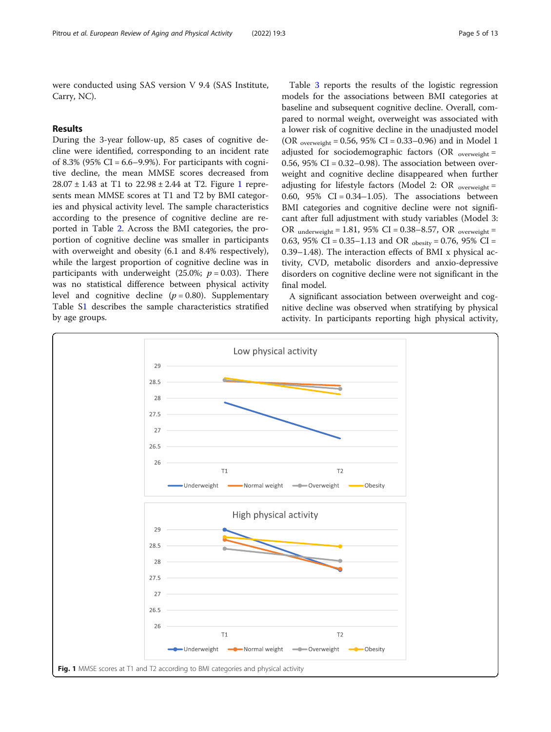were conducted using SAS version V 9.4 (SAS Institute, Carry, NC).

## Results

During the 3-year follow-up, 85 cases of cognitive decline were identified, corresponding to an incident rate of 8.3% (95% CI = 6.6–9.9%). For participants with cognitive decline, the mean MMSE scores decreased from 28.07 ± 1.43 at T1 to 22.98 ± 2.44 at T2. Figure 1 represents mean MMSE scores at T1 and T2 by BMI categories and physical activity level. The sample characteristics according to the presence of cognitive decline are reported in Table 2. Across the BMI categories, the proportion of cognitive decline was smaller in participants with overweight and obesity (6.1 and 8.4% respectively), while the largest proportion of cognitive decline was in participants with underweight (25.0%; $p = 0.03$). There was no statistical difference between physical activity level and cognitive decline ($p = 0.80$). Supplementary Table S1 describes the sample characteristics stratified by age groups.

Table 3 reports the results of the logistic regression models for the associations between BMI categories at baseline and subsequent cognitive decline. Overall, compared to normal weight, overweight was associated with a lower risk of cognitive decline in the unadjusted model ($OR_{overweight} = 0.56$, 95% CI = 0.33–0.96) and in Model 1 adjusted for sociodemographic factors ($OR_{overweight} = 0.56$, 95% CI = 0.32–0.98). The association between overweight and cognitive decline disappeared when further adjusting for lifestyle factors (Model 2: $OR_{overweight} = 0.60$, 95% CI = 0.34–1.05). The associations between BMI categories and cognitive decline were not significant after full adjustment with study variables (Model 3: $OR_{underweight} = 1.81$, 95% CI = 0.38–8.57, $OR_{overweight} = 0.63$, 95% CI = 0.35–1.13 and $OR_{obesity} = 0.76$, 95% CI = 0.39–1.48). The interaction effects of BMI x physical activity, CVD, metabolic disorders and anxio-depressive disorders on cognitive decline were not significant in the final model.

A significant association between overweight and cognitive decline was observed when stratifying by physical activity. In participants reporting high physical activity,

**Fig. 1** MMSE scores at T1 and T2 according to BMI categories and physical activity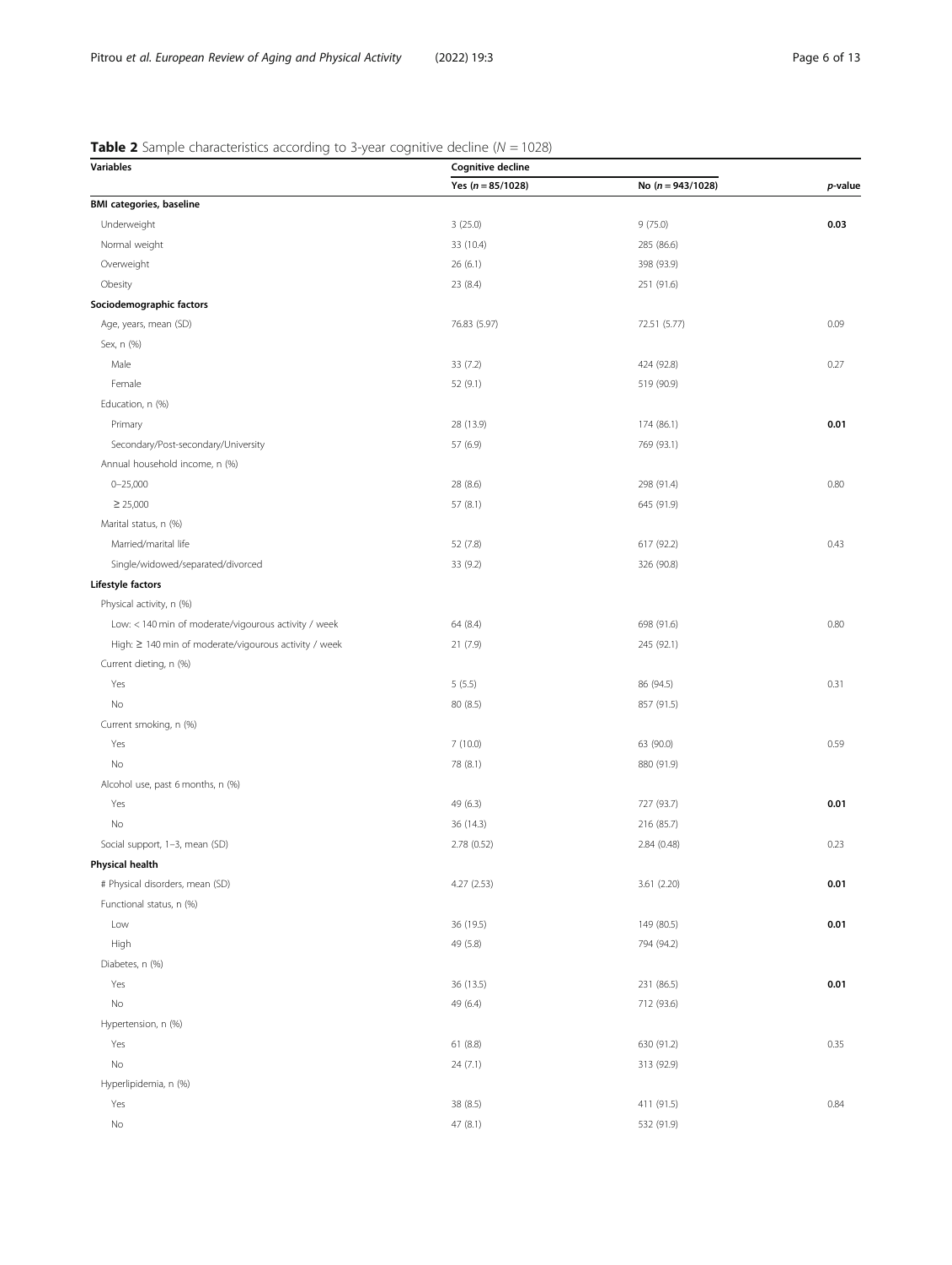**Table 2** Sample characteristics according to 3-year cognitive decline ($N = 1028$)

| Variables | Cognitive decline | | |
|---|---|---|---|
| | Yes ($n = 85/1028$) | No ($n = 943/1028$) | *p*-value |
| **BMI categories, baseline** | | | |
| Underweight | 3 (25.0) | 9 (75.0) | **0.03** |
| Normal weight | 33 (10.4) | 285 (86.6) | |
| Overweight | 26 (6.1) | 398 (93.9) | |
| Obesity | 23 (8.4) | 251 (91.6) | |
| **Sociodemographic factors** | | | |
| Age, years, mean (SD) | 76.83 (5.97) | 72.51 (5.77) | 0.09 |
| Sex, n (%) | | | |
| Male | 33 (7.2) | 424 (92.8) | 0.27 |
| Female | 52 (9.1) | 519 (90.9) | |
| Education, n (%) | | | |
| Primary | 28 (13.9) | 174 (86.1) | **0.01** |
| Secondary/Post-secondary/University | 57 (6.9) | 769 (93.1) | |
| Annual household income, n (%) | | | |
| 0–25,000 | 28 (8.6) | 298 (91.4) | 0.80 |
| ≥ 25,000 | 57 (8.1) | 645 (91.9) | |
| Marital status, n (%) | | | |
| Married/marital life | 52 (7.8) | 617 (92.2) | 0.43 |
| Single/widowed/separated/divorced | 33 (9.2) | 326 (90.8) | |
| **Lifestyle factors** | | | |
| Physical activity, n (%) | | | |
| Low: < 140 min of moderate/vigourous activity / week | 64 (8.4) | 698 (91.6) | 0.80 |
| High: ≥ 140 min of moderate/vigourous activity / week | 21 (7.9) | 245 (92.1) | |
| Current dieting, n (%) | | | |
| Yes | 5 (5.5) | 86 (94.5) | 0.31 |
| No | 80 (8.5) | 857 (91.5) | |
| Current smoking, n (%) | | | |
| Yes | 7 (10.0) | 63 (90.0) | 0.59 |
| No | 78 (8.1) | 880 (91.9) | |
| Alcohol use, past 6 months, n (%) | | | |
| Yes | 49 (6.3) | 727 (93.7) | **0.01** |
| No | 36 (14.3) | 216 (85.7) | |
| Social support, 1–3, mean (SD) | 2.78 (0.52) | 2.84 (0.48) | 0.23 |
| **Physical health** | | | |
| # Physical disorders, mean (SD) | 4.27 (2.53) | 3.61 (2.20) | **0.01** |
| Functional status, n (%) | | | |
| Low | 36 (19.5) | 149 (80.5) | **0.01** |
| High | 49 (5.8) | 794 (94.2) | |
| Diabetes, n (%) | | | |
| Yes | 36 (13.5) | 231 (86.5) | **0.01** |
| No | 49 (6.4) | 712 (93.6) | |
| Hypertension, n (%) | | | |
| Yes | 61 (8.8) | 630 (91.2) | 0.35 |
| No | 24 (7.1) | 313 (92.9) | |
| Hyperlipidemia, n (%) | | | |
| Yes | 38 (8.5) | 411 (91.5) | 0.84 |
| No | 47 (8.1) | 532 (91.9) | |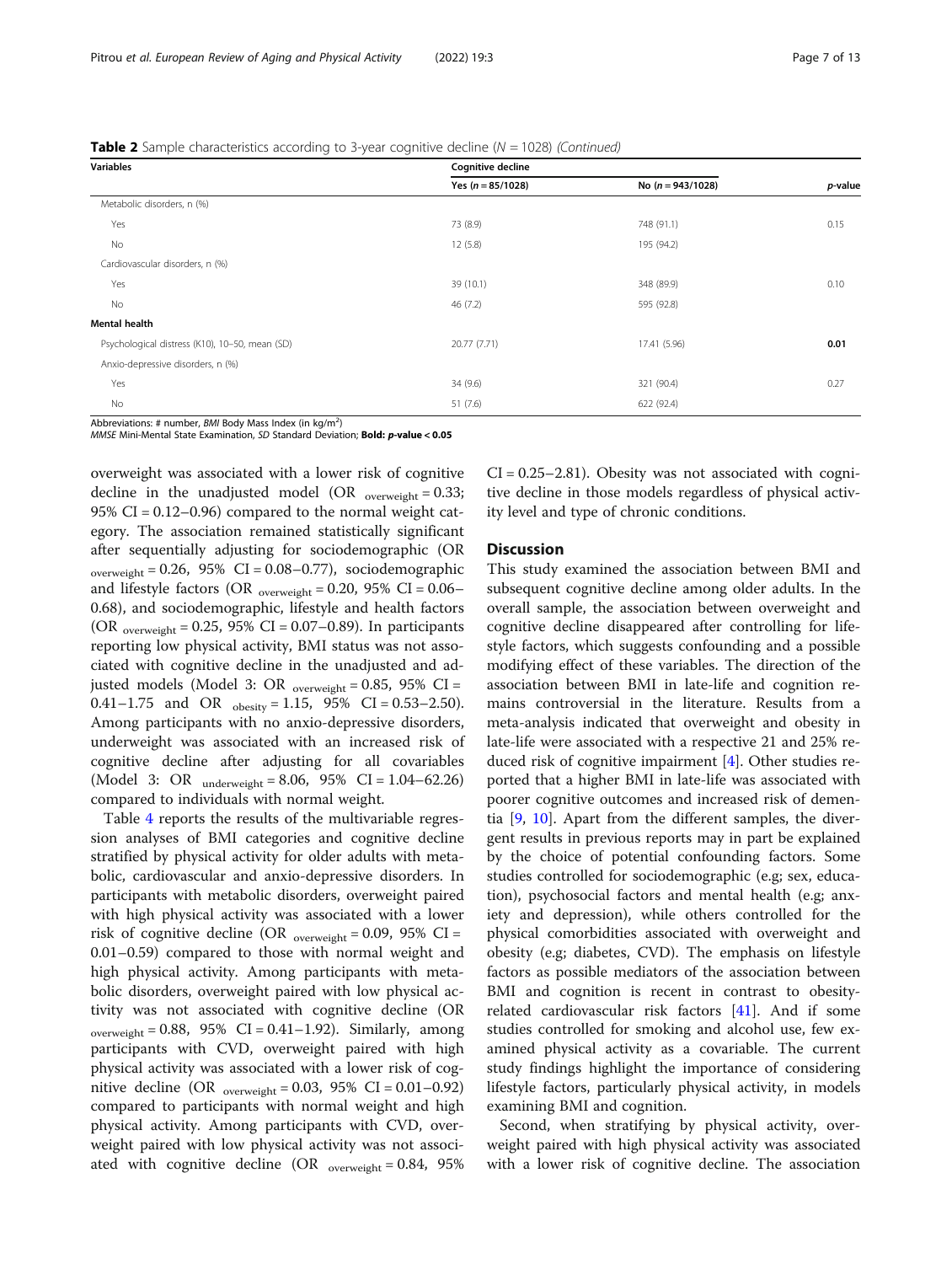**Table 2** Sample characteristics according to 3-year cognitive decline ($N = 1028$) *(Continued)*

| Variables | Cognitive decline | | |
|---|---|---|---|
| | Yes ($n = 85/1028$) | No ($n = 943/1028$) | *p*-value |
| Metabolic disorders, n (%) | | | |
| Yes | 73 (8.9) | 748 (91.1) | 0.15 |
| No | 12 (5.8) | 195 (94.2) | |
| Cardiovascular disorders, n (%) | | | |
| Yes | 39 (10.1) | 348 (89.9) | 0.10 |
| No | 46 (7.2) | 595 (92.8) | |
| **Mental health** | | | |
| Psychological distress (K10), 10–50, mean (SD) | 20.77 (7.71) | 17.41 (5.96) | **0.01** |
| Anxio-depressive disorders, n (%) | | | |
| Yes | 34 (9.6) | 321 (90.4) | 0.27 |
| No | 51 (7.6) | 622 (92.4) | |

Abbreviations: # number, *BMI* Body Mass Index (in kg/m$^2$)
*MMSE* Mini-Mental State Examination, *SD* Standard Deviation; **Bold: *p*-value < 0.05**

overweight was associated with a lower risk of cognitive decline in the unadjusted model (OR $_{\text{overweight}}$ = 0.33; 95% CI = 0.12–0.96) compared to the normal weight category. The association remained statistically significant after sequentially adjusting for sociodemographic (OR $_{\text{overweight}}$ = 0.26, 95% CI = 0.08–0.77), sociodemographic and lifestyle factors (OR $_{\text{overweight}}$ = 0.20, 95% CI = 0.06–0.68), and sociodemographic, lifestyle and health factors (OR $_{\text{overweight}}$ = 0.25, 95% CI = 0.07–0.89). In participants reporting low physical activity, BMI status was not associated with cognitive decline in the unadjusted and adjusted models (Model 3: OR $_{\text{overweight}}$ = 0.85, 95% CI = 0.41–1.75 and OR $_{\text{obesity}}$ = 1.15, 95% CI = 0.53–2.50). Among participants with no anxio-depressive disorders, underweight was associated with an increased risk of cognitive decline after adjusting for all covariables (Model 3: OR $_{\text{underweight}}$ = 8.06, 95% CI = 1.04–62.26) compared to individuals with normal weight.

Table 4 reports the results of the multivariable regression analyses of BMI categories and cognitive decline stratified by physical activity for older adults with metabolic, cardiovascular and anxio-depressive disorders. In participants with metabolic disorders, overweight paired with high physical activity was associated with a lower risk of cognitive decline (OR $_{\text{overweight}}$ = 0.09, 95% CI = 0.01–0.59) compared to those with normal weight and high physical activity. Among participants with metabolic disorders, overweight paired with low physical activity was not associated with cognitive decline (OR $_{\text{overweight}}$ = 0.88, 95% CI = 0.41–1.92). Similarly, among participants with CVD, overweight paired with high physical activity was associated with a lower risk of cognitive decline (OR $_{\text{overweight}}$ = 0.03, 95% CI = 0.01–0.92) compared to participants with normal weight and high physical activity. Among participants with CVD, overweight paired with low physical activity was not associated with cognitive decline (OR $_{\text{overweight}}$ = 0.84, 95% CI = 0.25–2.81). Obesity was not associated with cognitive decline in those models regardless of physical activity level and type of chronic conditions.

## Discussion

This study examined the association between BMI and subsequent cognitive decline among older adults. In the overall sample, the association between overweight and cognitive decline disappeared after controlling for lifestyle factors, which suggests confounding and a possible modifying effect of these variables. The direction of the association between BMI in late-life and cognition remains controversial in the literature. Results from a meta-analysis indicated that overweight and obesity in late-life were associated with a respective 21 and 25% reduced risk of cognitive impairment [4]. Other studies reported that a higher BMI in late-life was associated with poorer cognitive outcomes and increased risk of dementia [9, 10]. Apart from the different samples, the divergent results in previous reports may in part be explained by the choice of potential confounding factors. Some studies controlled for sociodemographic (e.g; sex, education), psychosocial factors and mental health (e.g; anxiety and depression), while others controlled for the physical comorbidities associated with overweight and obesity (e.g; diabetes, CVD). The emphasis on lifestyle factors as possible mediators of the association between BMI and cognition is recent in contrast to obesity-related cardiovascular risk factors [41]. And if some studies controlled for smoking and alcohol use, few examined physical activity as a covariable. The current study findings highlight the importance of considering lifestyle factors, particularly physical activity, in models examining BMI and cognition.

Second, when stratifying by physical activity, overweight paired with high physical activity was associated with a lower risk of cognitive decline. The association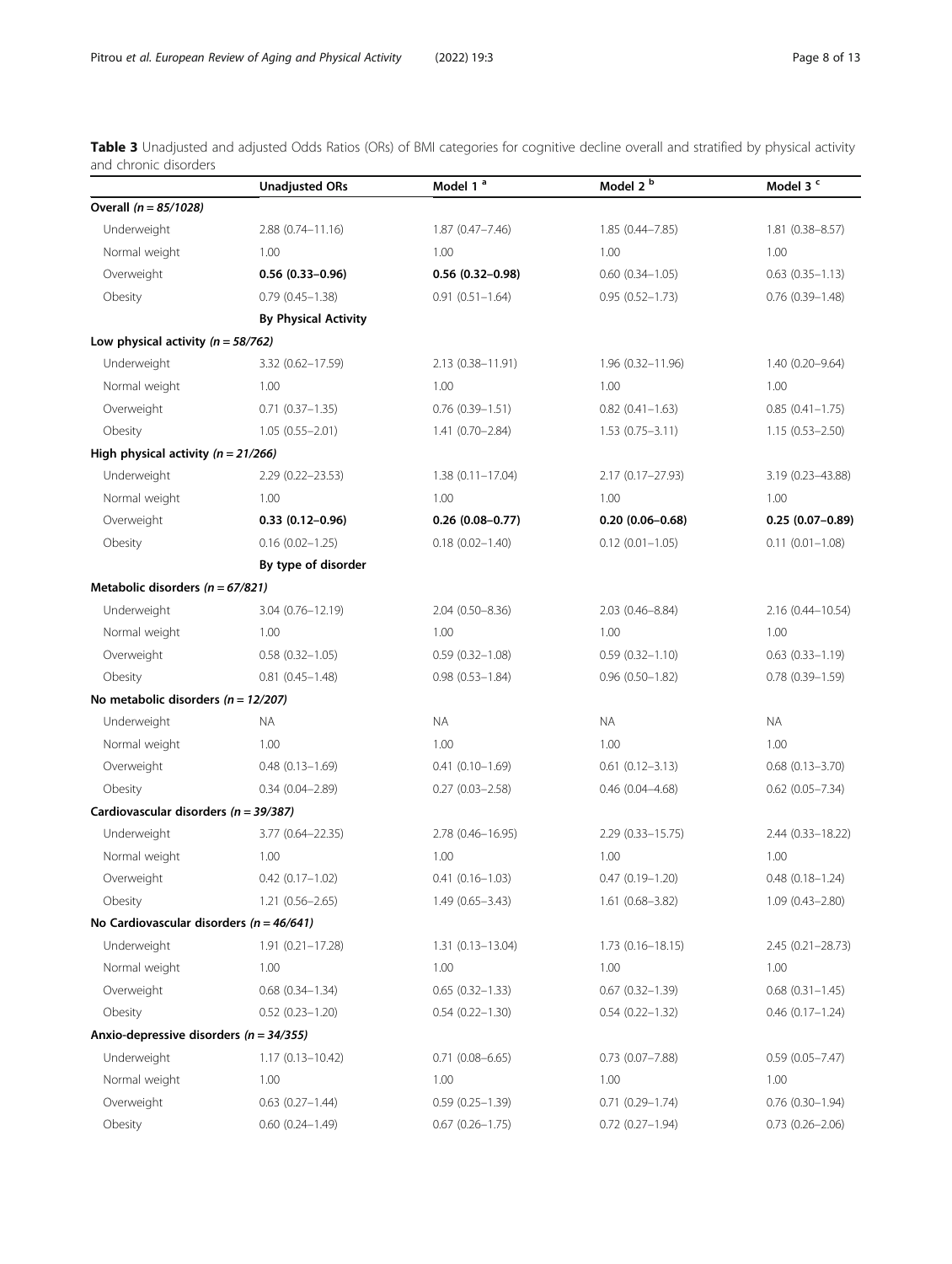**Table 3** Unadjusted and adjusted Odds Ratios (ORs) of BMI categories for cognitive decline overall and stratified by physical activity and chronic disorders

| | Unadjusted ORs | Model 1 [a] | Model 2 [b] | Model 3 [c] |
|---|---|---|---|---|
| ***Overall (n = 85/1028)*** | | | | |
| Underweight | 2.88 (0.74–11.16) | 1.87 (0.47–7.46) | 1.85 (0.44–7.85) | 1.81 (0.38–8.57) |
| Normal weight | 1.00 | 1.00 | 1.00 | 1.00 |
| Overweight | **0.56 (0.33–0.96)** | **0.56 (0.32–0.98)** | 0.60 (0.34–1.05) | 0.63 (0.35–1.13) |
| Obesity | 0.79 (0.45–1.38) | 0.91 (0.51–1.64) | 0.95 (0.52–1.73) | 0.76 (0.39–1.48) |
| | **By Physical Activity** | | | |
| ***Low physical activity (n = 58/762)*** | | | | |
| Underweight | 3.32 (0.62–17.59) | 2.13 (0.38–11.91) | 1.96 (0.32–11.96) | 1.40 (0.20–9.64) |
| Normal weight | 1.00 | 1.00 | 1.00 | 1.00 |
| Overweight | 0.71 (0.37–1.35) | 0.76 (0.39–1.51) | 0.82 (0.41–1.63) | 0.85 (0.41–1.75) |
| Obesity | 1.05 (0.55–2.01) | 1.41 (0.70–2.84) | 1.53 (0.75–3.11) | 1.15 (0.53–2.50) |
| ***High physical activity (n = 21/266)*** | | | | |
| Underweight | 2.29 (0.22–23.53) | 1.38 (0.11–17.04) | 2.17 (0.17–27.93) | 3.19 (0.23–43.88) |
| Normal weight | 1.00 | 1.00 | 1.00 | 1.00 |
| Overweight | **0.33 (0.12–0.96)** | **0.26 (0.08–0.77)** | **0.20 (0.06–0.68)** | **0.25 (0.07–0.89)** |
| Obesity | 0.16 (0.02–1.25) | 0.18 (0.02–1.40) | 0.12 (0.01–1.05) | 0.11 (0.01–1.08) |
| | **By type of disorder** | | | |
| ***Metabolic disorders (n = 67/821)*** | | | | |
| Underweight | 3.04 (0.76–12.19) | 2.04 (0.50–8.36) | 2.03 (0.46–8.84) | 2.16 (0.44–10.54) |
| Normal weight | 1.00 | 1.00 | 1.00 | 1.00 |
| Overweight | 0.58 (0.32–1.05) | 0.59 (0.32–1.08) | 0.59 (0.32–1.10) | 0.63 (0.33–1.19) |
| Obesity | 0.81 (0.45–1.48) | 0.98 (0.53–1.84) | 0.96 (0.50–1.82) | 0.78 (0.39–1.59) |
| ***No metabolic disorders (n = 12/207)*** | | | | |
| Underweight | NA | NA | NA | NA |
| Normal weight | 1.00 | 1.00 | 1.00 | 1.00 |
| Overweight | 0.48 (0.13–1.69) | 0.41 (0.10–1.69) | 0.61 (0.12–3.13) | 0.68 (0.13–3.70) |
| Obesity | 0.34 (0.04–2.89) | 0.27 (0.03–2.58) | 0.46 (0.04–4.68) | 0.62 (0.05–7.34) |
| ***Cardiovascular disorders (n = 39/387)*** | | | | |
| Underweight | 3.77 (0.64–22.35) | 2.78 (0.46–16.95) | 2.29 (0.33–15.75) | 2.44 (0.33–18.22) |
| Normal weight | 1.00 | 1.00 | 1.00 | 1.00 |
| Overweight | 0.42 (0.17–1.02) | 0.41 (0.16–1.03) | 0.47 (0.19–1.20) | 0.48 (0.18–1.24) |
| Obesity | 1.21 (0.56–2.65) | 1.49 (0.65–3.43) | 1.61 (0.68–3.82) | 1.09 (0.43–2.80) |
| ***No Cardiovascular disorders (n = 46/641)*** | | | | |
| Underweight | 1.91 (0.21–17.28) | 1.31 (0.13–13.04) | 1.73 (0.16–18.15) | 2.45 (0.21–28.73) |
| Normal weight | 1.00 | 1.00 | 1.00 | 1.00 |
| Overweight | 0.68 (0.34–1.34) | 0.65 (0.32–1.33) | 0.67 (0.32–1.39) | 0.68 (0.31–1.45) |
| Obesity | 0.52 (0.23–1.20) | 0.54 (0.22–1.30) | 0.54 (0.22–1.32) | 0.46 (0.17–1.24) |
| ***Anxio-depressive disorders (n = 34/355)*** | | | | |
| Underweight | 1.17 (0.13–10.42) | 0.71 (0.08–6.65) | 0.73 (0.07–7.88) | 0.59 (0.05–7.47) |
| Normal weight | 1.00 | 1.00 | 1.00 | 1.00 |
| Overweight | 0.63 (0.27–1.44) | 0.59 (0.25–1.39) | 0.71 (0.29–1.74) | 0.76 (0.30–1.94) |
| Obesity | 0.60 (0.24–1.49) | 0.67 (0.26–1.75) | 0.72 (0.27–1.94) | 0.73 (0.26–2.06) |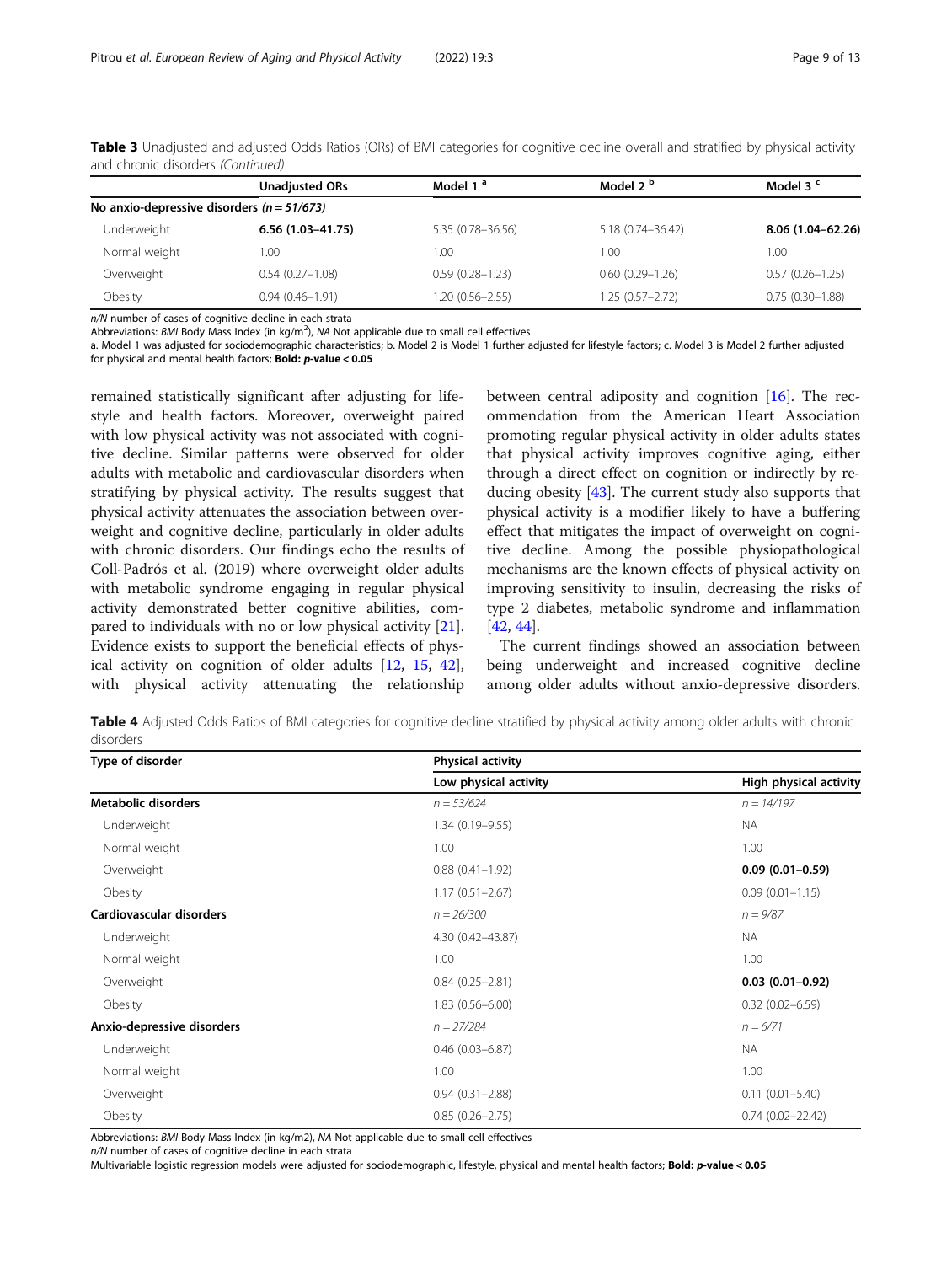**Table 3** Unadjusted and adjusted Odds Ratios (ORs) of BMI categories for cognitive decline overall and stratified by physical activity and chronic disorders *(Continued)*

| | Unadjusted ORs | Model 1 [a] | Model 2 [b] | Model 3 [c] |
|---|---|---|---|---|
| **No anxio-depressive disorders** (*n = 51/673*) | | | | |
| Underweight | **6.56 (1.03–41.75)** | 5.35 (0.78–36.56) | 5.18 (0.74–36.42) | **8.06 (1.04–62.26)** |
| Normal weight | 1.00 | 1.00 | 1.00 | 1.00 |
| Overweight | 0.54 (0.27–1.08) | 0.59 (0.28–1.23) | 0.60 (0.29–1.26) | 0.57 (0.26–1.25) |
| Obesity | 0.94 (0.46–1.91) | 1.20 (0.56–2.55) | 1.25 (0.57–2.72) | 0.75 (0.30–1.88) |

*n/N* number of cases of cognitive decline in each strata

Abbreviations: *BMI* Body Mass Index (in kg/m$^2$), *NA* Not applicable due to small cell effectives

a. Model 1 was adjusted for sociodemographic characteristics; b. Model 2 is Model 1 further adjusted for lifestyle factors; c. Model 3 is Model 2 further adjusted for physical and mental health factors; **Bold: *p*-value < 0.05**

remained statistically significant after adjusting for lifestyle and health factors. Moreover, overweight paired with low physical activity was not associated with cognitive decline. Similar patterns were observed for older adults with metabolic and cardiovascular disorders when stratifying by physical activity. The results suggest that physical activity attenuates the association between overweight and cognitive decline, particularly in older adults with chronic disorders. Our findings echo the results of Coll-Padrós et al. (2019) where overweight older adults with metabolic syndrome engaging in regular physical activity demonstrated better cognitive abilities, compared to individuals with no or low physical activity [21]. Evidence exists to support the beneficial effects of physical activity on cognition of older adults [12, 15, 42], with physical activity attenuating the relationship between central adiposity and cognition [16]. The recommendation from the American Heart Association promoting regular physical activity in older adults states that physical activity improves cognitive aging, either through a direct effect on cognition or indirectly by reducing obesity [43]. The current study also supports that physical activity is a modifier likely to have a buffering effect that mitigates the impact of overweight on cognitive decline. Among the possible physiopathological mechanisms are the known effects of physical activity on improving sensitivity to insulin, decreasing the risks of type 2 diabetes, metabolic syndrome and inflammation [42, 44].

The current findings showed an association between being underweight and increased cognitive decline among older adults without anxio-depressive disorders.

**Table 4** Adjusted Odds Ratios of BMI categories for cognitive decline stratified by physical activity among older adults with chronic disorders

| Type of disorder | Physical activity | |
|---|---|---|
| | Low physical activity | High physical activity |
| **Metabolic disorders** | *n = 53/624* | *n = 14/197* |
| Underweight | 1.34 (0.19–9.55) | NA |
| Normal weight | 1.00 | 1.00 |
| Overweight | 0.88 (0.41–1.92) | **0.09 (0.01–0.59)** |
| Obesity | 1.17 (0.51–2.67) | 0.09 (0.01–1.15) |
| **Cardiovascular disorders** | *n = 26/300* | *n = 9/87* |
| Underweight | 4.30 (0.42–43.87) | NA |
| Normal weight | 1.00 | 1.00 |
| Overweight | 0.84 (0.25–2.81) | **0.03 (0.01–0.92)** |
| Obesity | 1.83 (0.56–6.00) | 0.32 (0.02–6.59) |
| **Anxio-depressive disorders** | *n = 27/284* | *n = 6/71* |
| Underweight | 0.46 (0.03–6.87) | NA |
| Normal weight | 1.00 | 1.00 |
| Overweight | 0.94 (0.31–2.88) | 0.11 (0.01–5.40) |
| Obesity | 0.85 (0.26–2.75) | 0.74 (0.02–22.42) |

Abbreviations: *BMI* Body Mass Index (in kg/m2), *NA* Not applicable due to small cell effectives

*n/N* number of cases of cognitive decline in each strata

Multivariable logistic regression models were adjusted for sociodemographic, lifestyle, physical and mental health factors; **Bold: *p*-value < 0.05**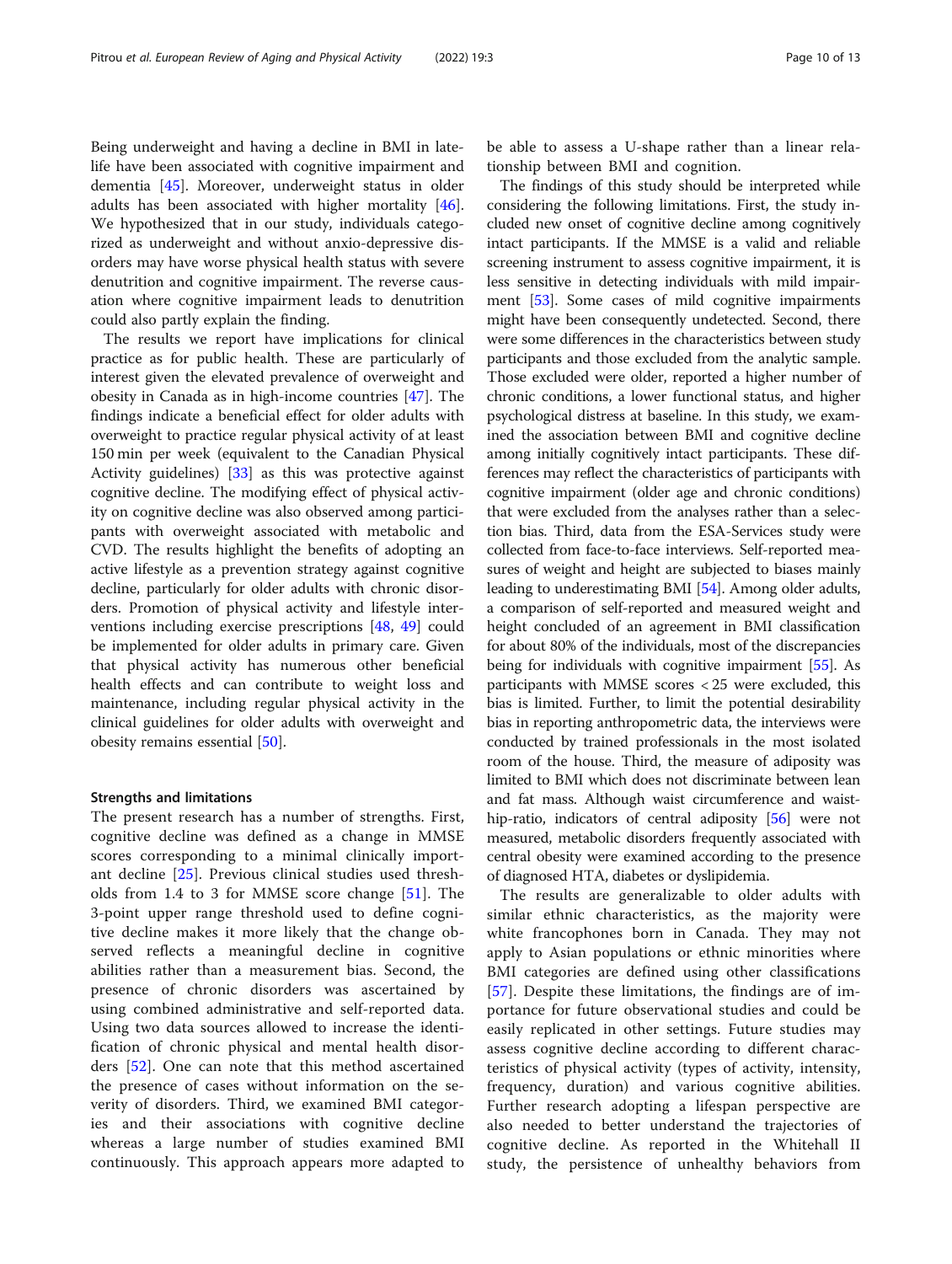Being underweight and having a decline in BMI in late-life have been associated with cognitive impairment and dementia [45]. Moreover, underweight status in older adults has been associated with higher mortality [46]. We hypothesized that in our study, individuals categorized as underweight and without anxio-depressive disorders may have worse physical health status with severe denutrition and cognitive impairment. The reverse causation where cognitive impairment leads to denutrition could also partly explain the finding.

The results we report have implications for clinical practice as for public health. These are particularly of interest given the elevated prevalence of overweight and obesity in Canada as in high-income countries [47]. The findings indicate a beneficial effect for older adults with overweight to practice regular physical activity of at least 150 min per week (equivalent to the Canadian Physical Activity guidelines) [33] as this was protective against cognitive decline. The modifying effect of physical activity on cognitive decline was also observed among participants with overweight associated with metabolic and CVD. The results highlight the benefits of adopting an active lifestyle as a prevention strategy against cognitive decline, particularly for older adults with chronic disorders. Promotion of physical activity and lifestyle interventions including exercise prescriptions [48, 49] could be implemented for older adults in primary care. Given that physical activity has numerous other beneficial health effects and can contribute to weight loss and maintenance, including regular physical activity in the clinical guidelines for older adults with overweight and obesity remains essential [50].

### Strengths and limitations

The present research has a number of strengths. First, cognitive decline was defined as a change in MMSE scores corresponding to a minimal clinically important decline [25]. Previous clinical studies used thresholds from 1.4 to 3 for MMSE score change [51]. The 3-point upper range threshold used to define cognitive decline makes it more likely that the change observed reflects a meaningful decline in cognitive abilities rather than a measurement bias. Second, the presence of chronic disorders was ascertained by using combined administrative and self-reported data. Using two data sources allowed to increase the identification of chronic physical and mental health disorders [52]. One can note that this method ascertained the presence of cases without information on the severity of disorders. Third, we examined BMI categories and their associations with cognitive decline whereas a large number of studies examined BMI continuously. This approach appears more adapted to be able to assess a U-shape rather than a linear relationship between BMI and cognition.

The findings of this study should be interpreted while considering the following limitations. First, the study included new onset of cognitive decline among cognitively intact participants. If the MMSE is a valid and reliable screening instrument to assess cognitive impairment, it is less sensitive in detecting individuals with mild impairment [53]. Some cases of mild cognitive impairments might have been consequently undetected. Second, there were some differences in the characteristics between study participants and those excluded from the analytic sample. Those excluded were older, reported a higher number of chronic conditions, a lower functional status, and higher psychological distress at baseline. In this study, we examined the association between BMI and cognitive decline among initially cognitively intact participants. These differences may reflect the characteristics of participants with cognitive impairment (older age and chronic conditions) that were excluded from the analyses rather than a selection bias. Third, data from the ESA-Services study were collected from face-to-face interviews. Self-reported measures of weight and height are subjected to biases mainly leading to underestimating BMI [54]. Among older adults, a comparison of self-reported and measured weight and height concluded of an agreement in BMI classification for about 80% of the individuals, most of the discrepancies being for individuals with cognitive impairment [55]. As participants with MMSE scores < 25 were excluded, this bias is limited. Further, to limit the potential desirability bias in reporting anthropometric data, the interviews were conducted by trained professionals in the most isolated room of the house. Third, the measure of adiposity was limited to BMI which does not discriminate between lean and fat mass. Although waist circumference and waist-hip-ratio, indicators of central adiposity [56] were not measured, metabolic disorders frequently associated with central obesity were examined according to the presence of diagnosed HTA, diabetes or dyslipidemia.

The results are generalizable to older adults with similar ethnic characteristics, as the majority were white francophones born in Canada. They may not apply to Asian populations or ethnic minorities where BMI categories are defined using other classifications [57]. Despite these limitations, the findings are of importance for future observational studies and could be easily replicated in other settings. Future studies may assess cognitive decline according to different characteristics of physical activity (types of activity, intensity, frequency, duration) and various cognitive abilities. Further research adopting a lifespan perspective are also needed to better understand the trajectories of cognitive decline. As reported in the Whitehall II study, the persistence of unhealthy behaviors from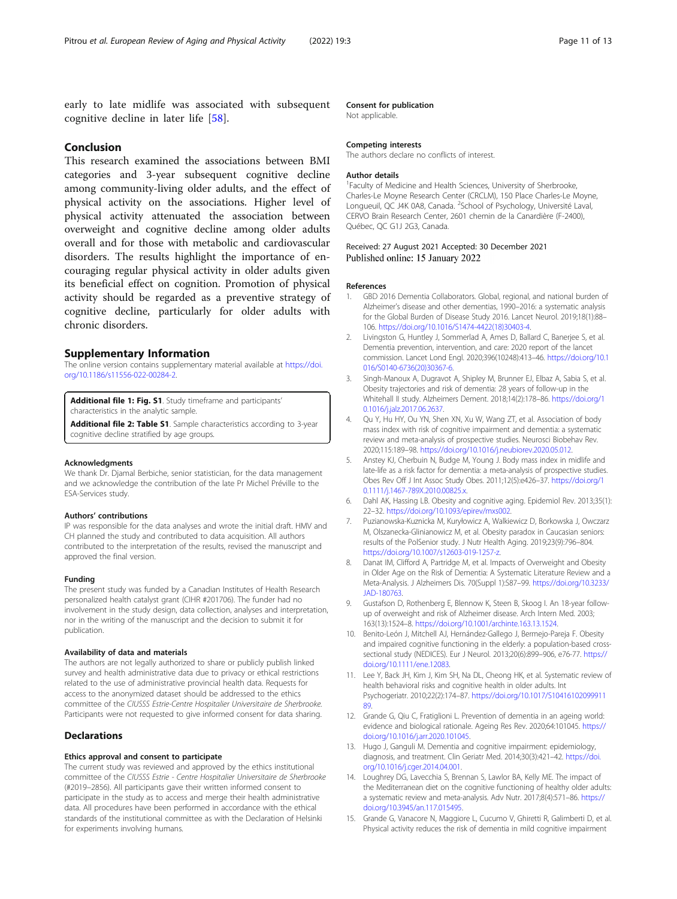early to late midlife was associated with subsequent cognitive decline in later life [58].

## Conclusion

This research examined the associations between BMI categories and 3-year subsequent cognitive decline among community-living older adults, and the effect of physical activity on the associations. Higher level of physical activity attenuated the association between overweight and cognitive decline among older adults overall and for those with metabolic and cardiovascular disorders. The results highlight the importance of encouraging regular physical activity in older adults given its beneficial effect on cognition. Promotion of physical activity should be regarded as a preventive strategy of cognitive decline, particularly for older adults with chronic disorders.

## Supplementary Information

The online version contains supplementary material available at https://doi.org/10.1186/s11556-022-00284-2.

**Additional file 1: Fig. S1**. Study timeframe and participants' characteristics in the analytic sample.

**Additional file 2: Table S1**. Sample characteristics according to 3-year cognitive decline stratified by age groups.

### Acknowledgments

We thank Dr. Djamal Berbiche, senior statistician, for the data management and we acknowledge the contribution of the late Pr Michel Préville to the ESA-Services study.

### Authors' contributions

IP was responsible for the data analyses and wrote the initial draft. HMV and CH planned the study and contributed to data acquisition. All authors contributed to the interpretation of the results, revised the manuscript and approved the final version.

### Funding

The present study was funded by a Canadian Institutes of Health Research personalized health catalyst grant (CIHR #201706). The funder had no involvement in the study design, data collection, analyses and interpretation, nor in the writing of the manuscript and the decision to submit it for publication.

### Availability of data and materials

The authors are not legally authorized to share or publicly publish linked survey and health administrative data due to privacy or ethical restrictions related to the use of administrative provincial health data. Requests for access to the anonymized dataset should be addressed to the ethics committee of the *CIUSSS Estrie-Centre Hospitalier Universitaire de Sherbrooke*. Participants were not requested to give informed consent for data sharing.

## Declarations

### Ethics approval and consent to participate

The current study was reviewed and approved by the ethics institutional committee of the *CIUSSS Estrie - Centre Hospitalier Universitaire de Sherbrooke* (#2019–2856). All participants gave their written informed consent to participate in the study as to access and merge their health administrative data. All procedures have been performed in accordance with the ethical standards of the institutional committee as with the Declaration of Helsinki for experiments involving humans.

### Consent for publication

Not applicable.

### Competing interests

The authors declare no conflicts of interest.

### Author details

[1]Faculty of Medicine and Health Sciences, University of Sherbrooke, Charles-Le Moyne Research Center (CRCLM), 150 Place Charles-Le Moyne, Longueuil, QC J4K 0A8, Canada. [2]School of Psychology, Université Laval, CERVO Brain Research Center, 2601 chemin de la Canardière (F-2400), Québec, QC G1J 2G3, Canada.

Received: 27 August 2021 Accepted: 30 December 2021
Published online: 15 January 2022

### References

1. GBD 2016 Dementia Collaborators. Global, regional, and national burden of Alzheimer's disease and other dementias, 1990–2016: a systematic analysis for the Global Burden of Disease Study 2016. Lancet Neurol. 2019;18(1):88–106. https://doi.org/10.1016/S1474-4422(18)30403-4.
2. Livingston G, Huntley J, Sommerlad A, Ames D, Ballard C, Banerjee S, et al. Dementia prevention, intervention, and care: 2020 report of the lancet commission. Lancet Lond Engl. 2020;396(10248):413–46. https://doi.org/10.1016/S0140-6736(20)30367-6.
3. Singh-Manoux A, Dugravot A, Shipley M, Brunner EJ, Elbaz A, Sabia S, et al. Obesity trajectories and risk of dementia: 28 years of follow-up in the Whitehall II study. Alzheimers Dement. 2018;14(2):178–86. https://doi.org/10.1016/j.jalz.2017.06.2637.
4. Qu Y, Hu HY, Ou YN, Shen XN, Xu W, Wang ZT, et al. Association of body mass index with risk of cognitive impairment and dementia: a systematic review and meta-analysis of prospective studies. Neurosci Biobehav Rev. 2020;115:189–98. https://doi.org/10.1016/j.neubiorev.2020.05.012.
5. Anstey KJ, Cherbuin N, Budge M, Young J. Body mass index in midlife and late-life as a risk factor for dementia: a meta-analysis of prospective studies. Obes Rev Off J Int Assoc Study Obes. 2011;12(5):e426–37. https://doi.org/10.1111/j.1467-789X.2010.00825.x.
6. Dahl AK, Hassing LB. Obesity and cognitive aging. Epidemiol Rev. 2013;35(1):22–32. https://doi.org/10.1093/epirev/mxs002.
7. Puzianowska-Kuznicka M, Kuryłowicz A, Walkiewicz D, Borkowska J, Owczarz M, Olszanecka-Glinianowicz M, et al. Obesity paradox in Caucasian seniors: results of the PolSenior study. J Nutr Health Aging. 2019;23(9):796–804. https://doi.org/10.1007/s12603-019-1257-z.
8. Danat IM, Clifford A, Partridge M, et al. Impacts of Overweight and Obesity in Older Age on the Risk of Dementia: A Systematic Literature Review and a Meta-Analysis. J Alzheimers Dis. 70(Suppl 1):S87–99. https://doi.org/10.3233/JAD-180763.
9. Gustafson D, Rothenberg E, Blennow K, Steen B, Skoog I. An 18-year follow-up of overweight and risk of Alzheimer disease. Arch Intern Med. 2003;163(13):1524–8. https://doi.org/10.1001/archinte.163.13.1524.
10. Benito-León J, Mitchell AJ, Hernández-Gallego J, Bermejo-Pareja F. Obesity and impaired cognitive functioning in the elderly: a population-based cross-sectional study (NEDICES). Eur J Neurol. 2013;20(6):899–906, e76-77. https://doi.org/10.1111/ene.12083.
11. Lee Y, Back JH, Kim J, Kim SH, Na DL, Cheong HK, et al. Systematic review of health behavioral risks and cognitive health in older adults. Int Psychogeriatr. 2010;22(2):174–87. https://doi.org/10.1017/S1041610209991189.
12. Grande G, Qiu C, Fratiglioni L. Prevention of dementia in an ageing world: evidence and biological rationale. Ageing Res Rev. 2020;64:101045. https://doi.org/10.1016/j.arr.2020.101045.
13. Hugo J, Ganguli M. Dementia and cognitive impairment: epidemiology, diagnosis, and treatment. Clin Geriatr Med. 2014;30(3):421–42. https://doi.org/10.1016/j.cger.2014.04.001.
14. Loughrey DG, Lavecchia S, Brennan S, Lawlor BA, Kelly ME. The impact of the Mediterranean diet on the cognitive functioning of healthy older adults: a systematic review and meta-analysis. Adv Nutr. 2017;8(4):571–86. https://doi.org/10.3945/an.117.015495.
15. Grande G, Vanacore N, Maggiore L, Cucumo V, Ghiretti R, Galimberti D, et al. Physical activity reduces the risk of dementia in mild cognitive impairment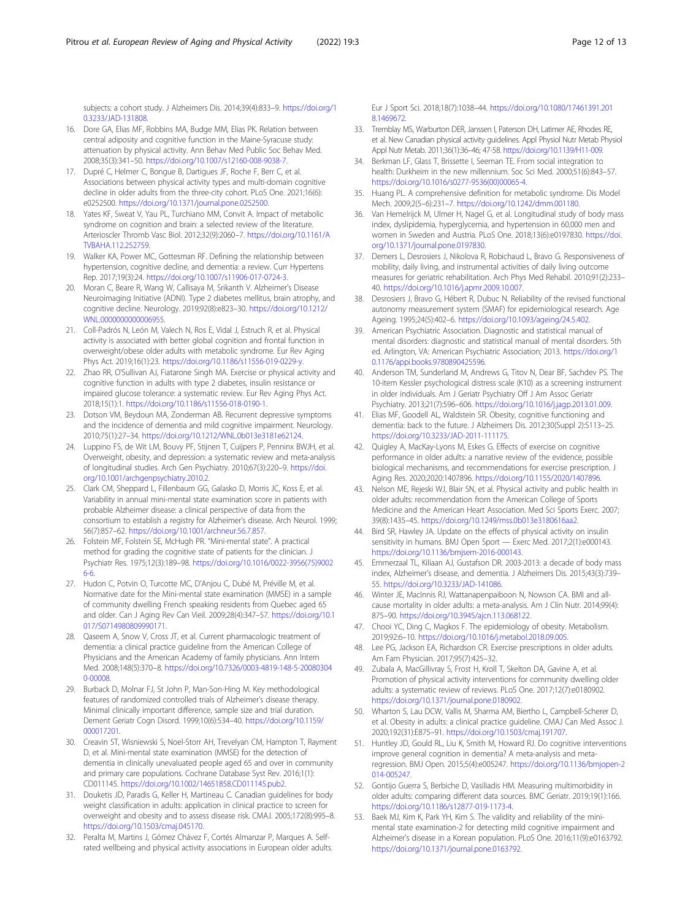subjects: a cohort study. J Alzheimers Dis. 2014;39(4):833–9. https://doi.org/10.3233/JAD-131808.

16. Dore GA, Elias MF, Robbins MA, Budge MM, Elias PK. Relation between central adiposity and cognitive function in the Maine-Syracuse study: attenuation by physical activity. Ann Behav Med Public Soc Behav Med. 2008;35(3):341–50. https://doi.org/10.1007/s12160-008-9038-7.
17. Dupré C, Helmer C, Bongue B, Dartigues JF, Roche F, Berr C, et al. Associations between physical activity types and multi-domain cognitive decline in older adults from the three-city cohort. PLoS One. 2021;16(6):e0252500. https://doi.org/10.1371/journal.pone.0252500.
18. Yates KF, Sweat V, Yau PL, Turchiano MM, Convit A. Impact of metabolic syndrome on cognition and brain: a selected review of the literature. Arterioscler Thromb Vasc Biol. 2012;32(9):2060–7. https://doi.org/10.1161/ATVBAHA.112.252759.
19. Walker KA, Power MC, Gottesman RF. Defining the relationship between hypertension, cognitive decline, and dementia: a review. Curr Hypertens Rep. 2017;19(3):24. https://doi.org/10.1007/s11906-017-0724-3.
20. Moran C, Beare R, Wang W, Callisaya M, Srikanth V. Alzheimer's Disease Neuroimaging Initiative (ADNI). Type 2 diabetes mellitus, brain atrophy, and cognitive decline. Neurology. 2019;92(8):e823–30. https://doi.org/10.1212/WNL.0000000000006955.
21. Coll-Padrós N, León M, Valech N, Ros E, Vidal J, Estruch R, et al. Physical activity is associated with better global cognition and frontal function in overweight/obese older adults with metabolic syndrome. Eur Rev Aging Phys Act. 2019;16(1):23. https://doi.org/10.1186/s11556-019-0229-y.
22. Zhao RR, O'Sullivan AJ, Fiatarone Singh MA. Exercise or physical activity and cognitive function in adults with type 2 diabetes, insulin resistance or impaired glucose tolerance: a systematic review. Eur Rev Aging Phys Act. 2018;15(1):1. https://doi.org/10.1186/s11556-018-0190-1.
23. Dotson VM, Beydoun MA, Zonderman AB. Recurrent depressive symptoms and the incidence of dementia and mild cognitive impairment. Neurology. 2010;75(1):27–34. https://doi.org/10.1212/WNL.0b013e3181e62124.
24. Luppino FS, de Wit LM, Bouvy PF, Stijnen T, Cuijpers P, Penninx BWJH, et al. Overweight, obesity, and depression: a systematic review and meta-analysis of longitudinal studies. Arch Gen Psychiatry. 2010;67(3):220–9. https://doi.org/10.1001/archgenpsychiatry.2010.2.
25. Clark CM, Sheppard L, Fillenbaum GG, Galasko D, Morris JC, Koss E, et al. Variability in annual mini-mental state examination score in patients with probable Alzheimer disease: a clinical perspective of data from the consortium to establish a registry for Alzheimer's disease. Arch Neurol. 1999;56(7):857–62. https://doi.org/10.1001/archneur.56.7.857.
26. Folstein MF, Folstein SE, McHugh PR. "Mini-mental state". A practical method for grading the cognitive state of patients for the clinician. J Psychiatr Res. 1975;12(3):189–98. https://doi.org/10.1016/0022-3956(75)90026-6.
27. Hudon C, Potvin O, Turcotte MC, D'Anjou C, Dubé M, Préville M, et al. Normative date for the Mini-mental state examination (MMSE) in a sample of community dwelling French speaking residents from Quebec aged 65 and older. Can J Aging Rev Can Vieil. 2009;28(4):347–57. https://doi.org/10.1017/S0714980809990171.
28. Qaseem A, Snow V, Cross JT, et al. Current pharmacologic treatment of dementia: a clinical practice guideline from the American College of Physicians and the American Academy of family physicians. Ann Intern Med. 2008;148(5):370–8. https://doi.org/10.7326/0003-4819-148-5-200803040-00008.
29. Burback D, Molnar FJ, St John P, Man-Son-Hing M. Key methodological features of randomized controlled trials of Alzheimer's disease therapy. Minimal clinically important difference, sample size and trial duration. Dement Geriatr Cogn Disord. 1999;10(6):534–40. https://doi.org/10.1159/000017201.
30. Creavin ST, Wisniewski S, Noel-Storr AH, Trevelyan CM, Hampton T, Rayment D, et al. Mini-mental state examination (MMSE) for the detection of dementia in clinically unevaluated people aged 65 and over in community and primary care populations. Cochrane Database Syst Rev. 2016;1(1):CD011145. https://doi.org/10.1002/14651858.CD011145.pub2.
31. Douketis JD, Paradis G, Keller H, Martineau C. Canadian guidelines for body weight classification in adults: application in clinical practice to screen for overweight and obesity and to assess disease risk. CMAJ. 2005;172(8):995–8. https://doi.org/10.1503/cmaj.045170.
32. Peralta M, Martins J, Gómez Chávez F, Cortés Almanzar P, Marques A. Self-rated wellbeing and physical activity associations in European older adults. Eur J Sport Sci. 2018;18(7):1038–44. https://doi.org/10.1080/17461391.2018.1469672.
33. Tremblay MS, Warburton DER, Janssen I, Paterson DH, Latimer AE, Rhodes RE, et al. New Canadian physical activity guidelines. Appl Physiol Nutr Metab Physiol Appl Nutr Metab. 2011;36(1):36–46; 47-58. https://doi.org/10.1139/H11-009.
34. Berkman LF, Glass T, Brissette I, Seeman TE. From social integration to health: Durkheim in the new millennium. Soc Sci Med. 2000;51(6):843–57. https://doi.org/10.1016/s0277-9536(00)00065-4.
35. Huang PL. A comprehensive definition for metabolic syndrome. Dis Model Mech. 2009;2(5–6):231–7. https://doi.org/10.1242/dmm.001180.
36. Van Hemelrijck M, Ulmer H, Nagel G, et al. Longitudinal study of body mass index, dyslipidemia, hyperglycemia, and hypertension in 60,000 men and women in Sweden and Austria. PLoS One. 2018;13(6):e0197830. https://doi.org/10.1371/journal.pone.0197830.
37. Demers L, Desrosiers J, Nikolova R, Robichaud L, Bravo G. Responsiveness of mobility, daily living, and instrumental activities of daily living outcome measures for geriatric rehabilitation. Arch Phys Med Rehabil. 2010;91(2):233–40. https://doi.org/10.1016/j.apmr.2009.10.007.
38. Desrosiers J, Bravo G, Hébert R, Dubuc N. Reliability of the revised functional autonomy measurement system (SMAF) for epidemiological research. Age Ageing. 1995;24(5):402–6. https://doi.org/10.1093/ageing/24.5.402.
39. American Psychiatric Association. Diagnostic and statistical manual of mental disorders: diagnostic and statistical manual of mental disorders. 5th ed. Arlington, VA: American Psychiatric Association; 2013. https://doi.org/10.1176/appi.books.9780890425596.
40. Anderson TM, Sunderland M, Andrews G, Titov N, Dear BF, Sachdev PS. The 10-item Kessler psychological distress scale (K10) as a screening instrument in older individuals. Am J Geriatr Psychiatry Off J Am Assoc Geriatr Psychiatry. 2013;21(7):596–606. https://doi.org/10.1016/j.jagp.2013.01.009.
41. Elias MF, Goodell AL, Waldstein SR. Obesity, cognitive functioning and dementia: back to the future. J Alzheimers Dis. 2012;30(Suppl 2):S113–25. https://doi.org/10.3233/JAD-2011-111175.
42. Quigley A, MacKay-Lyons M, Eskes G. Effects of exercise on cognitive performance in older adults: a narrative review of the evidence, possible biological mechanisms, and recommendations for exercise prescription. J Aging Res. 2020;2020:1407896. https://doi.org/10.1155/2020/1407896.
43. Nelson ME, Rejeski WJ, Blair SN, et al. Physical activity and public health in older adults: recommendation from the American College of Sports Medicine and the American Heart Association. Med Sci Sports Exerc. 2007;39(8):1435–45. https://doi.org/10.1249/mss.0b013e3180616aa2.
44. Bird SR, Hawley JA. Update on the effects of physical activity on insulin sensitivity in humans. BMJ Open Sport — Exerc Med. 2017;2(1):e000143. https://doi.org/10.1136/bmjsem-2016-000143.
45. Emmerzaal TL, Kiliaan AJ, Gustafson DR. 2003-2013: a decade of body mass index, Alzheimer's disease, and dementia. J Alzheimers Dis. 2015;43(3):739–55. https://doi.org/10.3233/JAD-141086.
46. Winter JE, MacInnis RJ, Wattanapenpaiboon N, Nowson CA. BMI and all-cause mortality in older adults: a meta-analysis. Am J Clin Nutr. 2014;99(4):875–90. https://doi.org/10.3945/ajcn.113.068122.
47. Chooi YC, Ding C, Magkos F. The epidemiology of obesity. Metabolism. 2019;92:6–10. https://doi.org/10.1016/j.metabol.2018.09.005.
48. Lee PG, Jackson EA, Richardson CR. Exercise prescriptions in older adults. Am Fam Physician. 2017;95(7):425–32.
49. Zubala A, MacGillivray S, Frost H, Kroll T, Skelton DA, Gavine A, et al. Promotion of physical activity interventions for community dwelling older adults: a systematic review of reviews. PLoS One. 2017;12(7):e0180902. https://doi.org/10.1371/journal.pone.0180902.
50. Wharton S, Lau DCW, Vallis M, Sharma AM, Biertho L, Campbell-Scherer D, et al. Obesity in adults: a clinical practice guideline. CMAJ Can Med Assoc J. 2020;192(31):E875–91. https://doi.org/10.1503/cmaj.191707.
51. Huntley JD, Gould RL, Liu K, Smith M, Howard RJ. Do cognitive interventions improve general cognition in dementia? A meta-analysis and meta-regression. BMJ Open. 2015;5(4):e005247. https://doi.org/10.1136/bmjopen-2014-005247.
52. Gontijo Guerra S, Berbiche D, Vasiliadis HM. Measuring multimorbidity in older adults: comparing different data sources. BMC Geriatr. 2019;19(1):166. https://doi.org/10.1186/s12877-019-1173-4.
53. Baek MJ, Kim K, Park YH, Kim S. The validity and reliability of the mini-mental state examination-2 for detecting mild cognitive impairment and Alzheimer's disease in a Korean population. PLoS One. 2016;11(9):e0163792. https://doi.org/10.1371/journal.pone.0163792.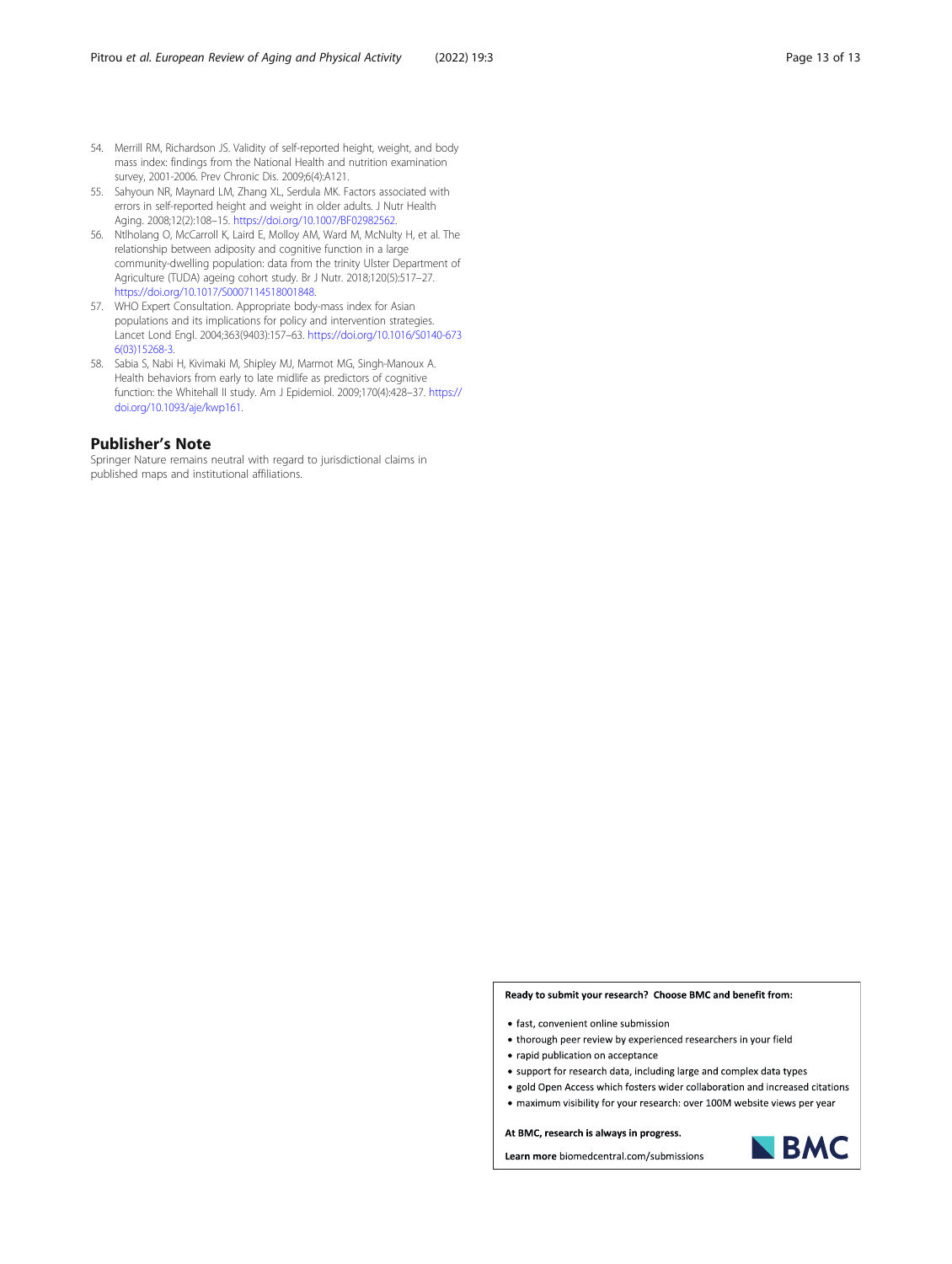54. Merrill RM, Richardson JS. Validity of self-reported height, weight, and body mass index: findings from the National Health and nutrition examination survey, 2001-2006. Prev Chronic Dis. 2009;6(4):A121.
55. Sahyoun NR, Maynard LM, Zhang XL, Serdula MK. Factors associated with errors in self-reported height and weight in older adults. J Nutr Health Aging. 2008;12(2):108–15. https://doi.org/10.1007/BF02982562.
56. Ntlholang O, McCarroll K, Laird E, Molloy AM, Ward M, McNulty H, et al. The relationship between adiposity and cognitive function in a large community-dwelling population: data from the trinity Ulster Department of Agriculture (TUDA) ageing cohort study. Br J Nutr. 2018;120(5):517–27. https://doi.org/10.1017/S0007114518001848.
57. WHO Expert Consultation. Appropriate body-mass index for Asian populations and its implications for policy and intervention strategies. Lancet Lond Engl. 2004;363(9403):157–63. https://doi.org/10.1016/S0140-6736(03)15268-3.
58. Sabia S, Nabi H, Kivimaki M, Shipley MJ, Marmot MG, Singh-Manoux A. Health behaviors from early to late midlife as predictors of cognitive function: the Whitehall II study. Am J Epidemiol. 2009;170(4):428–37. https://doi.org/10.1093/aje/kwp161.

## Publisher's Note

Springer Nature remains neutral with regard to jurisdictional claims in published maps and institutional affiliations.

**Ready to submit your research? Choose BMC and benefit from:**

- fast, convenient online submission
- thorough peer review by experienced researchers in your field
- rapid publication on acceptance
- support for research data, including large and complex data types
- gold Open Access which fosters wider collaboration and increased citations
- maximum visibility for your research: over 100M website views per year

**At BMC, research is always in progress.**

**Learn more** biomedcentral.com/submissions

BMC